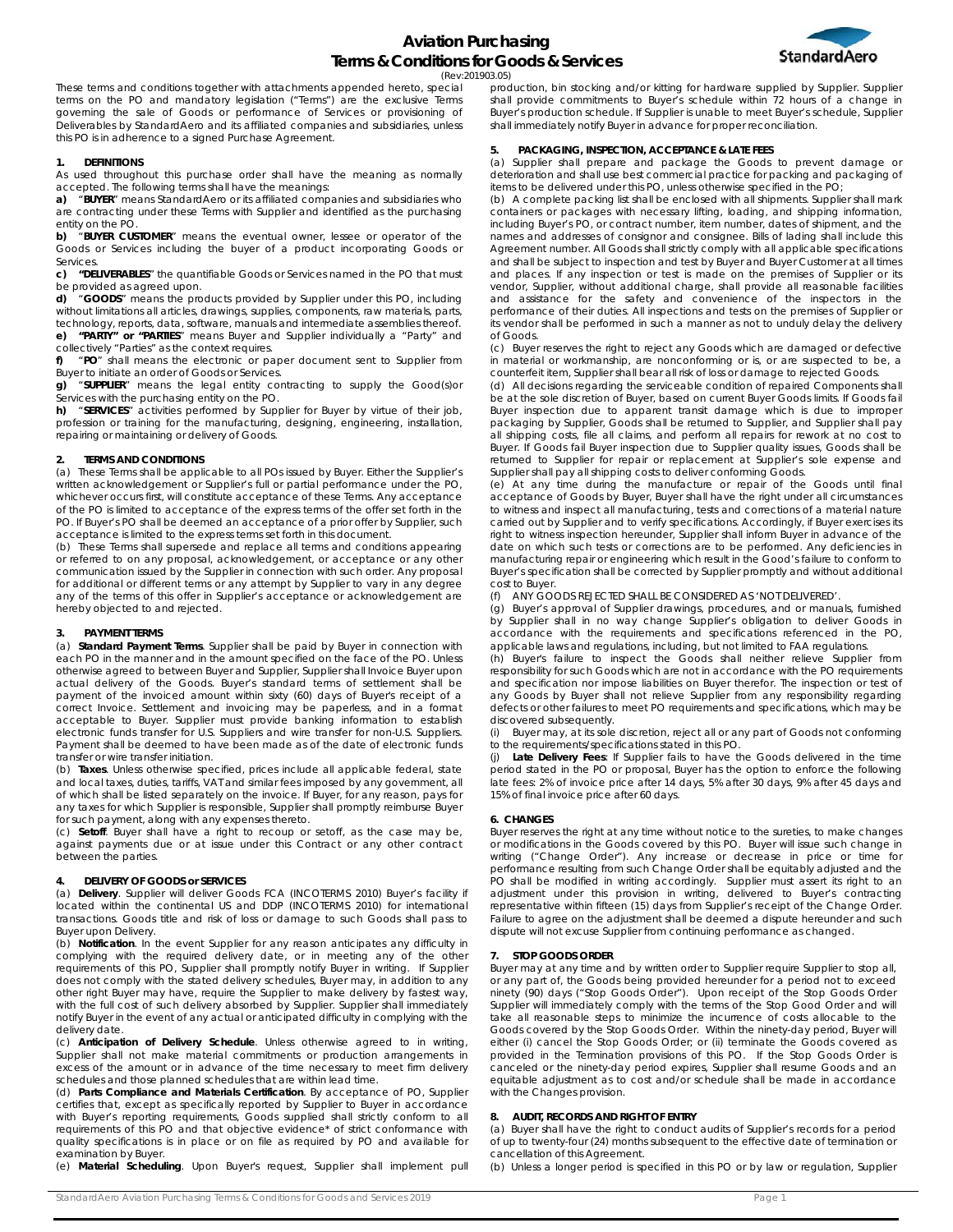# Aviation Purchasing
## Terms & Conditions for Goods & Services

(Rev:201903.05)

These terms and conditions together with attachments appended hereto, special terms on the PO and mandatory legislation ("Terms") are the exclusive Terms governing the sale of Goods or performance of Services or provisioning of Deliverables by StandardAero and its affiliated companies and subsidiaries, unless this PO is in adherence to a signed Purchase Agreement.

### 1. DEFINITIONS

As used throughout this purchase order shall have the meaning as normally accepted. The following terms shall have the meanings:

**a)** "**BUYER**" means StandardAero or its affiliated companies and subsidiaries who are contracting under these Terms with Supplier and identified as the purchasing entity on the PO.

**b)** "**BUYER CUSTOMER**" means the eventual owner, lessee or operator of the Goods or Services including the buyer of a product incorporating Goods or Services.

**c) "DELIVERABLES"** the quantifiable Goods or Services named in the PO that must be provided as agreed upon.

**d)** "**GOODS**" means the products provided by Supplier under this PO, including without limitations all articles, drawings, supplies, components, raw materials, parts, technology, reports, data, software, manuals and intermediate assemblies thereof.

**e) "PARTY" or "PARTIES"** means Buyer and Supplier individually a "Party" and collectively "Parties" as the context requires.

**f)** "**PO**" shall means the electronic or paper document sent to Supplier from Buyer to initiate an order of Goods or Services.

**g)** "**SUPPLIER**" means the legal entity contracting to supply the Good(s)or Services with the purchasing entity on the PO.

**h)** "**SERVICES**" activities performed by Supplier for Buyer by virtue of their job, profession or training for the manufacturing, designing, engineering, installation, repairing or maintaining or delivery of Goods.

### 2. TERMS AND CONDITIONS

(a) These Terms shall be applicable to all POs issued by Buyer. Either the Supplier's written acknowledgement or Supplier's full or partial performance under the PO, whichever occurs first, will constitute acceptance of these Terms. Any acceptance of the PO is limited to acceptance of the express terms of the offer set forth in the PO. If Buyer's PO shall be deemed an acceptance of a prior offer by Supplier, such acceptance is limited to the express terms set forth in this document.

(b) These Terms shall supersede and replace all terms and conditions appearing or referred to on any proposal, acknowledgement, or acceptance or any other communication issued by the Supplier in connection with such order. Any proposal for additional or different terms or any attempt by Supplier to vary in any degree any of the terms of this offer in Supplier's acceptance or acknowledgement are hereby objected to and rejected.

### 3. PAYMENT TERMS

(a) **Standard Payment Terms**. Supplier shall be paid by Buyer in connection with each PO in the manner and in the amount specified on the face of the PO. Unless otherwise agreed to between Buyer and Supplier, Supplier shall Invoice Buyer upon actual delivery of the Goods. Buyer's standard terms of settlement shall be payment of the invoiced amount within sixty (60) days of Buyer's receipt of a correct Invoice. Settlement and invoicing may be paperless, and in a format acceptable to Buyer. Supplier must provide banking information to establish electronic funds transfer for U.S. Suppliers and wire transfer for non-U.S. Suppliers. Payment shall be deemed to have been made as of the date of electronic funds transfer or wire transfer initiation.

(b) **Taxes**. Unless otherwise specified, prices include all applicable federal, state and local taxes, duties, tariffs, VAT and similar fees imposed by any government, all of which shall be listed separately on the invoice. If Buyer, for any reason, pays for any taxes for which Supplier is responsible, Supplier shall promptly reimburse Buyer for such payment, along with any expenses thereto.

(c) **Setoff**. Buyer shall have a right to recoup or setoff, as the case may be, against payments due or at issue under this Contract or any other contract between the parties.

### 4. DELIVERY OF GOODS or SERVICES

(a) **Delivery**. Supplier will deliver Goods FCA (INCOTERMS 2010) Buyer's facility if located within the continental US and DDP (INCOTERMS 2010) for international transactions. Goods title and risk of loss or damage to such Goods shall pass to Buyer upon Delivery.

(b) **Notification**. In the event Supplier for any reason anticipates any difficulty in complying with the required delivery date, or in meeting any of the other requirements of this PO, Supplier shall promptly notify Buyer in writing. If Supplier does not comply with the stated delivery schedules, Buyer may, in addition to any other right Buyer may have, require the Supplier to make delivery by fastest way, with the full cost of such delivery absorbed by Supplier. Supplier shall immediately notify Buyer in the event of any actual or anticipated difficulty in complying with the delivery date.

(c) **Anticipation of Delivery Schedule**. Unless otherwise agreed to in writing, Supplier shall not make material commitments or production arrangements in excess of the amount or in advance of the time necessary to meet firm delivery schedules and those planned schedules that are within lead time.

(d) **Parts Compliance and Materials Certification**. By acceptance of PO, Supplier certifies that, except as specifically reported by Supplier to Buyer in accordance with Buyer's reporting requirements, Goods supplied shall strictly conform to all requirements of this PO and that objective evidence* of strict conformance with quality specifications is in place or on file as required by PO and available for examination by Buyer.

(e) **Material Scheduling**. Upon Buyer's request, Supplier shall implement pull production, bin stocking and/or kitting for hardware supplied by Supplier. Supplier shall provide commitments to Buyer's schedule within 72 hours of a change in Buyer's production schedule. If Supplier is unable to meet Buyer's schedule, Supplier shall immediately notify Buyer in advance for proper reconciliation.

### 5. PACKAGING, INSPECTION, ACCEPTANCE & LATE FEES

(a) Supplier shall prepare and package the Goods to prevent damage or deterioration and shall use best commercial practice for packing and packaging of items to be delivered under this PO, unless otherwise specified in the PO;

(b) A complete packing list shall be enclosed with all shipments. Supplier shall mark containers or packages with necessary lifting, loading, and shipping information, including Buyer's PO, or contract number, item number, dates of shipment, and the names and addresses of consignor and consignee. Bills of lading shall include this Agreement number. All Goods shall strictly comply with all applicable specifications and shall be subject to inspection and test by Buyer and Buyer Customer at all times and places. If any inspection or test is made on the premises of Supplier or its vendor, Supplier, without additional charge, shall provide all reasonable facilities and assistance for the safety and convenience of the inspectors in the performance of their duties. All inspections and tests on the premises of Supplier or its vendor shall be performed in such a manner as not to unduly delay the delivery of Goods.

(c) Buyer reserves the right to reject any Goods which are damaged or defective in material or workmanship, are nonconforming or is, or are suspected to be, a counterfeit item, Supplier shall bear all risk of loss or damage to rejected Goods.

(d) All decisions regarding the serviceable condition of repaired Components shall be at the sole discretion of Buyer, based on current Buyer Goods limits. If Goods fail Buyer inspection due to apparent transit damage which is due to improper packaging by Supplier, Goods shall be returned to Supplier, and Supplier shall pay all shipping costs, file all claims, and perform all repairs for rework at no cost to Buyer. If Goods fail Buyer inspection due to Supplier quality issues, Goods shall be returned to Supplier for repair or replacement at Supplier's sole expense and Supplier shall pay all shipping costs to deliver conforming Goods.

(e) At any time during the manufacture or repair of the Goods until final acceptance of Goods by Buyer, Buyer shall have the right under all circumstances to witness and inspect all manufacturing, tests and corrections of a material nature carried out by Supplier and to verify specifications. Accordingly, if Buyer exercises its right to witness inspection hereunder, Supplier shall inform Buyer in advance of the date on which such tests or corrections are to be performed. Any deficiencies in manufacturing repair or engineering which result in the Good's failure to conform to Buyer's specification shall be corrected by Supplier promptly and without additional cost to Buyer.

(f) ANY GOODS REJECTED SHALL BE CONSIDERED AS 'NOT DELIVERED'.

(g) Buyer's approval of Supplier drawings, procedures, and or manuals, furnished by Supplier shall in no way change Supplier's obligation to deliver Goods in accordance with the requirements and specifications referenced in the PO, applicable laws and regulations, including, but not limited to FAA regulations.

(h) Buyer's failure to inspect the Goods shall neither relieve Supplier from responsibility for such Goods which are not in accordance with the PO requirements and specification nor impose liabilities on Buyer therefor. The inspection or test of any Goods by Buyer shall not relieve Supplier from any responsibility regarding defects or other failures to meet PO requirements and specifications, which may be discovered subsequently.

(i) Buyer may, at its sole discretion, reject all or any part of Goods not conforming to the requirements/specifications stated in this PO.

(j) **Late Delivery Fees**: If Supplier fails to have the Goods delivered in the time period stated in the PO or proposal, Buyer has the option to enforce the following late fees: 2% of invoice price after 14 days, 5% after 30 days, 9% after 45 days and 15% of final invoice price after 60 days.

### 6. CHANGES

Buyer reserves the right at any time without notice to the sureties, to make changes or modifications in the Goods covered by this PO. Buyer will issue such change in writing ("Change Order"). Any increase or decrease in price or time for performance resulting from such Change Order shall be equitably adjusted and the PO shall be modified in writing accordingly. Supplier must assert its right to an adjustment under this provision in writing, delivered to Buyer's contracting representative within fifteen (15) days from Supplier's receipt of the Change Order. Failure to agree on the adjustment shall be deemed a dispute hereunder and such dispute will not excuse Supplier from continuing performance as changed.

### 7. STOP GOODS ORDER

Buyer may at any time and by written order to Supplier require Supplier to stop all, or any part of, the Goods being provided hereunder for a period not to exceed ninety (90) days ("Stop Goods Order"). Upon receipt of the Stop Goods Order Supplier will immediately comply with the terms of the Stop Good Order and will take all reasonable steps to minimize the incurrence of costs allocable to the Goods covered by the Stop Goods Order. Within the ninety-day period, Buyer will either (i) cancel the Stop Goods Order; or (ii) terminate the Goods covered as provided in the Termination provisions of this PO. If the Stop Goods Order is canceled or the ninety-day period expires, Supplier shall resume Goods and an equitable adjustment as to cost and/or schedule shall be made in accordance with the Changes provision.

### 8. AUDIT, RECORDS AND RIGHT OF ENTRY

(a) Buyer shall have the right to conduct audits of Supplier's records for a period of up to twenty-four (24) months subsequent to the effective date of termination or cancellation of this Agreement.

(b) Unless a longer period is specified in this PO or by law or regulation, Supplier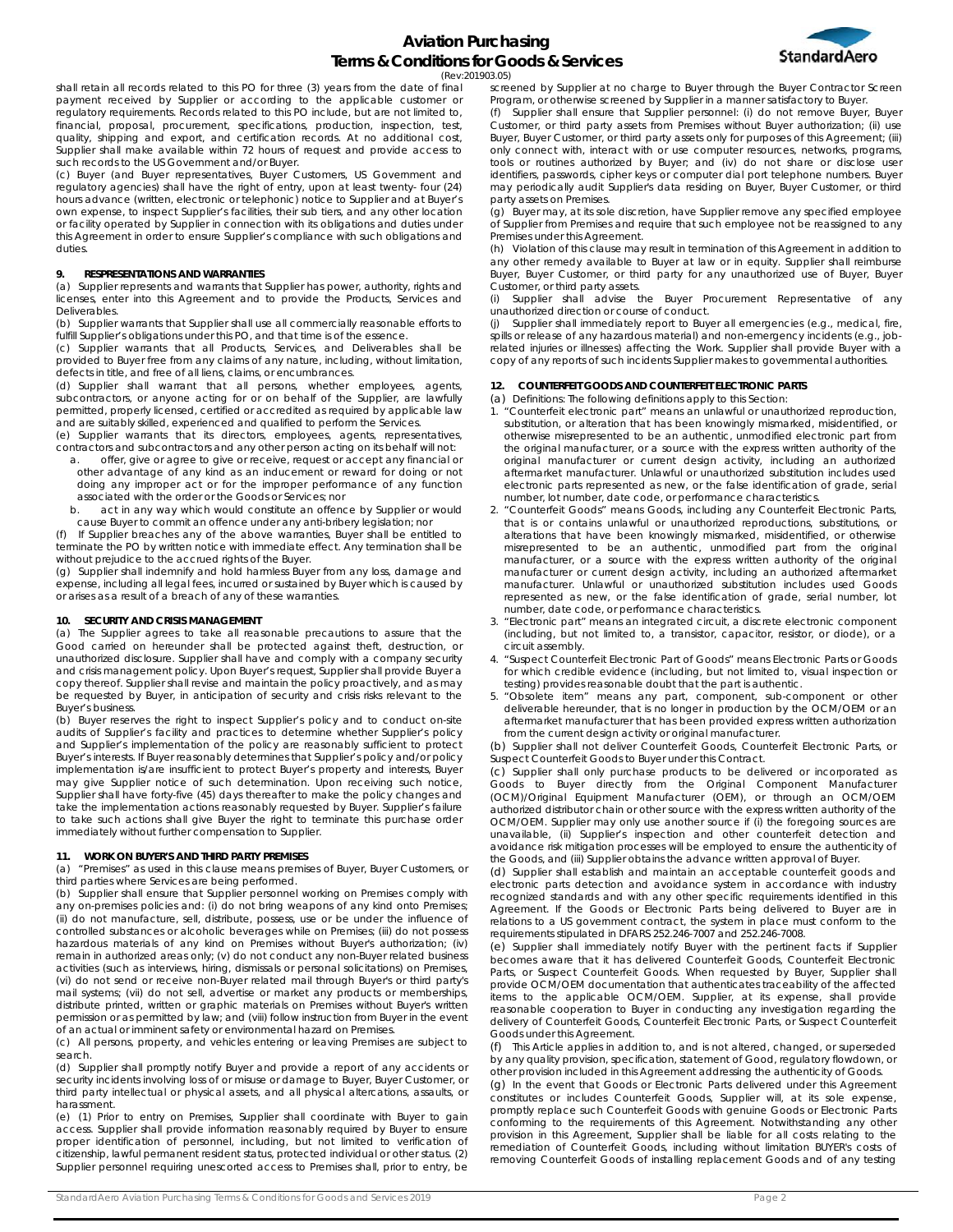shall retain all records related to this PO for three (3) years from the date of final payment received by Supplier or according to the applicable customer or regulatory requirements. Records related to this PO include, but are not limited to, financial, proposal, procurement, specifications, production, inspection, test, quality, shipping and export, and certification records. At no additional cost, Supplier shall make available within 72 hours of request and provide access to such records to the US Government and/or Buyer.

(c) Buyer (and Buyer representatives, Buyer Customers, US Government and regulatory agencies) shall have the right of entry, upon at least twenty- four (24) hours advance (written, electronic or telephonic) notice to Supplier and at Buyer's own expense, to inspect Supplier's facilities, their sub tiers, and any other location or facility operated by Supplier in connection with its obligations and duties under this Agreement in order to ensure Supplier's compliance with such obligations and duties.

## 9. REPRESENTATIONS AND WARRANTIES

(a) Supplier represents and warrants that Supplier has power, authority, rights and licenses, enter into this Agreement and to provide the Products, Services and Deliverables.

(b) Supplier warrants that Supplier shall use all commercially reasonable efforts to fulfill Supplier's obligations under this PO, and that time is of the essence.

(c) Supplier warrants that all Products, Services, and Deliverables shall be provided to Buyer free from any claims of any nature, including, without limitation, defects in title, and free of all liens, claims, or encumbrances.

(d) Supplier shall warrant that all persons, whether employees, agents, subcontractors, or anyone acting for or on behalf of the Supplier, are lawfully permitted, properly licensed, certified or accredited as required by applicable law and are suitably skilled, experienced and qualified to perform the Services.

(e) Supplier warrants that its directors, employees, agents, representatives, contractors and subcontractors and any other person acting on its behalf will not:

a. offer, give or agree to give or receive, request or accept any financial or other advantage of any kind as an inducement or reward for doing or not doing any improper act or for the improper performance of any function associated with the order or the Goods or Services; nor

b. act in any way which would constitute an offence by Supplier or would cause Buyer to commit an offence under any anti-bribery legislation; nor

(f) If Supplier breaches any of the above warranties, Buyer shall be entitled to terminate the PO by written notice with immediate effect. Any termination shall be without prejudice to the accrued rights of the Buyer.

(g) Supplier shall indemnify and hold harmless Buyer from any loss, damage and expense, including all legal fees, incurred or sustained by Buyer which is caused by or arises as a result of a breach of any of these warranties.

## 10. SECURITY AND CRISIS MANAGEMENT

(a) The Supplier agrees to take all reasonable precautions to assure that the Good carried on hereunder shall be protected against theft, destruction, or unauthorized disclosure. Supplier shall have and comply with a company security and crisis management policy. Upon Buyer's request, Supplier shall provide Buyer a copy thereof. Supplier shall revise and maintain the policy proactively, and as may be requested by Buyer, in anticipation of security and crisis risks relevant to the Buyer's business.

(b) Buyer reserves the right to inspect Supplier's policy and to conduct on-site audits of Supplier's facility and practices to determine whether Supplier's policy and Supplier's implementation of the policy are reasonably sufficient to protect Buyer's interests. If Buyer reasonably determines that Supplier's policy and/or policy implementation is/are insufficient to protect Buyer's property and interests, Buyer may give Supplier notice of such determination. Upon receiving such notice, Supplier shall have forty-five (45) days thereafter to make the policy changes and take the implementation actions reasonably requested by Buyer. Supplier's failure to take such actions shall give Buyer the right to terminate this purchase order immediately without further compensation to Supplier.

## 11. WORK ON BUYER'S AND THIRD PARTY PREMISES

(a) "Premises" as used in this clause means premises of Buyer, Buyer Customers, or third parties where Services are being performed.

(b) Supplier shall ensure that Supplier personnel working on Premises comply with any on-premises policies and: (i) do not bring weapons of any kind onto Premises; (ii) do not manufacture, sell, distribute, possess, use or be under the influence of controlled substances or alcoholic beverages while on Premises; (iii) do not possess hazardous materials of any kind on Premises without Buyer's authorization; (iv) remain in authorized areas only; (v) do not conduct any non-Buyer related business activities (such as interviews, hiring, dismissals or personal solicitations) on Premises, (vi) do not send or receive non-Buyer related mail through Buyer's or third party's mail systems; (vii) do not sell, advertise or market any products or memberships, distribute printed, written or graphic materials on Premises without Buyer's written permission or as permitted by law; and (viii) follow instruction from Buyer in the event of an actual or imminent safety or environmental hazard on Premises.

(c) All persons, property, and vehicles entering or leaving Premises are subject to search.

(d) Supplier shall promptly notify Buyer and provide a report of any accidents or security incidents involving loss of or misuse or damage to Buyer, Buyer Customer, or third party intellectual or physical assets, and all physical altercations, assaults, or harassment.

(e) (1) Prior to entry on Premises, Supplier shall coordinate with Buyer to gain access. Supplier shall provide information reasonably required by Buyer to ensure proper identification of personnel, including, but not limited to verification of citizenship, lawful permanent resident status, protected individual or other status. (2) Supplier personnel requiring unescorted access to Premises shall, prior to entry, be screened by Supplier at no charge to Buyer through the Buyer Contractor Screen Program, or otherwise screened by Supplier in a manner satisfactory to Buyer.

(f) Supplier shall ensure that Supplier personnel: (i) do not remove Buyer, Buyer Customer, or third party assets from Premises without Buyer authorization; (ii) use Buyer, Buyer Customer, or third party assets only for purposes of this Agreement; (iii) only connect with, interact with or use computer resources, networks, programs, tools or routines authorized by Buyer; and (iv) do not share or disclose user identifiers, passwords, cipher keys or computer dial port telephone numbers. Buyer may periodically audit Supplier's data residing on Buyer, Buyer Customer, or third party assets on Premises.

(g) Buyer may, at its sole discretion, have Supplier remove any specified employee of Supplier from Premises and require that such employee not be reassigned to any Premises under this Agreement.

(h) Violation of this clause may result in termination of this Agreement in addition to any other remedy available to Buyer at law or in equity. Supplier shall reimburse Buyer, Buyer Customer, or third party for any unauthorized use of Buyer, Buyer Customer, or third party assets.

(i) Supplier shall advise the Buyer Procurement Representative of any unauthorized direction or course of conduct.

(j) Supplier shall immediately report to Buyer all emergencies (e.g., medical, fire, spills or release of any hazardous material) and non-emergency incidents (e.g., job-related injuries or illnesses) affecting the Work. Supplier shall provide Buyer with a copy of any reports of such incidents Supplier makes to governmental authorities.

## 12. COUNTERFEIT GOODS AND COUNTERFEIT ELECTRONIC PARTS

(a) Definitions: The following definitions apply to this Section:

1. "Counterfeit electronic part" means an unlawful or unauthorized reproduction, substitution, or alteration that has been knowingly mismarked, misidentified, or otherwise misrepresented to be an authentic, unmodified electronic part from the original manufacturer, or a source with the express written authority of the original manufacturer or current design activity, including an authorized aftermarket manufacturer. Unlawful or unauthorized substitution includes used electronic parts represented as new, or the false identification of grade, serial number, lot number, date code, or performance characteristics.
2. "Counterfeit Goods" means Goods, including any Counterfeit Electronic Parts, that is or contains unlawful or unauthorized reproductions, substitutions, or alterations that have been knowingly mismarked, misidentified, or otherwise misrepresented to be an authentic, unmodified part from the original manufacturer, or a source with the express written authority of the original manufacturer or current design activity, including an authorized aftermarket manufacturer. Unlawful or unauthorized substitution includes used Goods represented as new, or the false identification of grade, serial number, lot number, date code, or performance characteristics.
3. "Electronic part" means an integrated circuit, a discrete electronic component (including, but not limited to, a transistor, capacitor, resistor, or diode), or a circuit assembly.
4. "Suspect Counterfeit Electronic Part of Goods" means Electronic Parts or Goods for which credible evidence (including, but not limited to, visual inspection or testing) provides reasonable doubt that the part is authentic.
5. "Obsolete item" means any part, component, sub-component or other deliverable hereunder, that is no longer in production by the OCM/OEM or an aftermarket manufacturer that has been provided express written authorization from the current design activity or original manufacturer.

(b) Supplier shall not deliver Counterfeit Goods, Counterfeit Electronic Parts, or Suspect Counterfeit Goods to Buyer under this Contract.

(c) Supplier shall only purchase products to be delivered or incorporated as Goods to Buyer directly from the Original Component Manufacturer (OCM)/Original Equipment Manufacturer (OEM), or through an OCM/OEM authorized distributor chain or other source with the express written authority of the OCM/OEM. Supplier may only use another source if (i) the foregoing sources are unavailable, (ii) Supplier's inspection and other counterfeit detection and avoidance risk mitigation processes will be employed to ensure the authenticity of the Goods, and (iii) Supplier obtains the advance written approval of Buyer.

(d) Supplier shall establish and maintain an acceptable counterfeit goods and electronic parts detection and avoidance system in accordance with industry recognized standards and with any other specific requirements identified in this Agreement. If the Goods or Electronic Parts being delivered to Buyer are in relations to a US government contract, the system in place must conform to the requirements stipulated in DFARS 252.246-7007 and 252.246-7008.

(e) Supplier shall immediately notify Buyer with the pertinent facts if Supplier becomes aware that it has delivered Counterfeit Goods, Counterfeit Electronic Parts, or Suspect Counterfeit Goods. When requested by Buyer, Supplier shall provide OCM/OEM documentation that authenticates traceability of the affected items to the applicable OCM/OEM. Supplier, at its expense, shall provide reasonable cooperation to Buyer in conducting any investigation regarding the delivery of Counterfeit Goods, Counterfeit Electronic Parts, or Suspect Counterfeit Goods under this Agreement.

(f) This Article applies in addition to, and is not altered, changed, or superseded by any quality provision, specification, statement of Good, regulatory flowdown, or other provision included in this Agreement addressing the authenticity of Goods.

(g) In the event that Goods or Electronic Parts delivered under this Agreement constitutes or includes Counterfeit Goods, Supplier will, at its sole expense, promptly replace such Counterfeit Goods with genuine Goods or Electronic Parts conforming to the requirements of this Agreement. Notwithstanding any other provision in this Agreement, Supplier shall be liable for all costs relating to the remediation of Counterfeit Goods, including without limitation BUYER's costs of removing Counterfeit Goods of installing replacement Goods and of any testing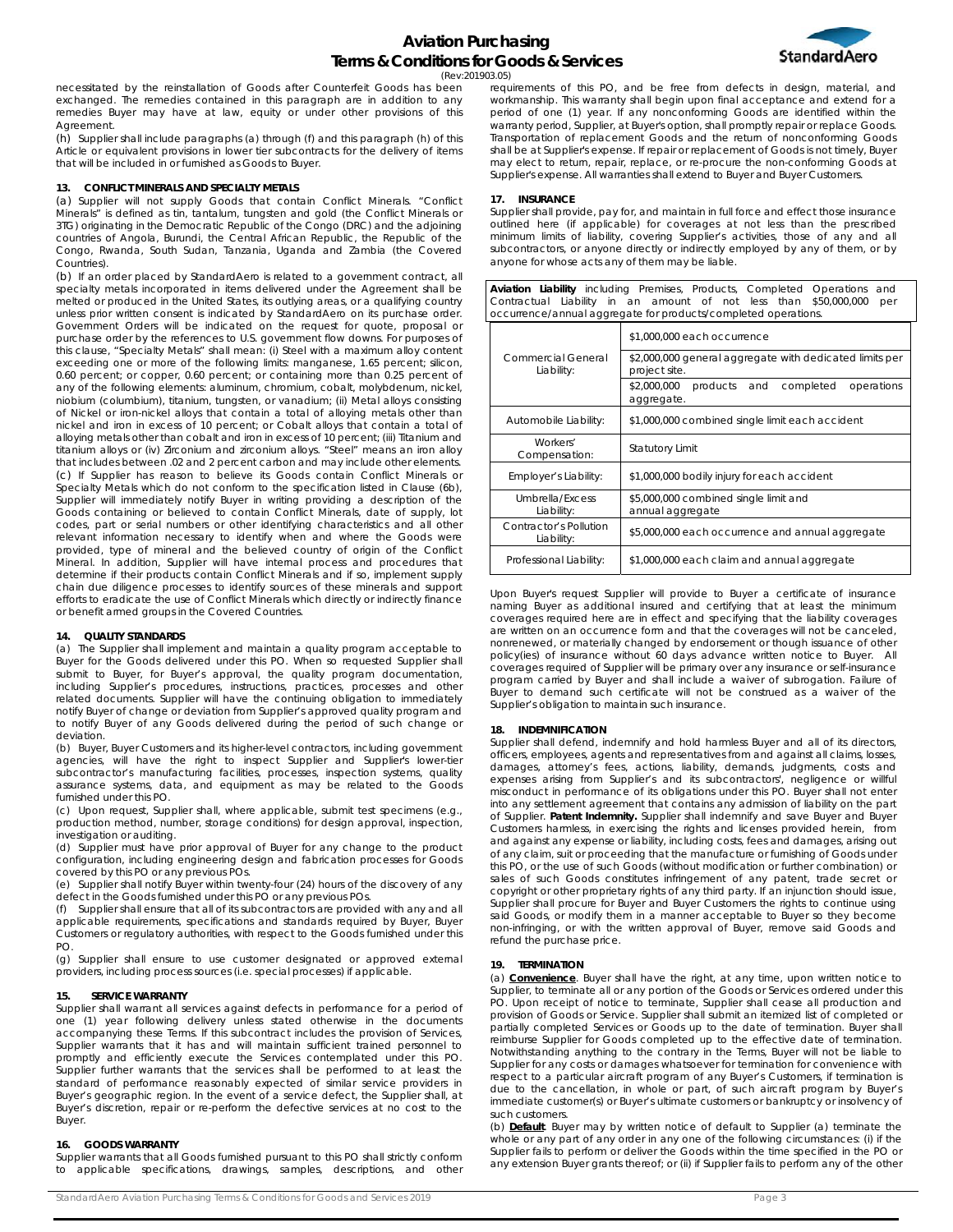necessitated by the reinstallation of Goods after Counterfeit Goods has been exchanged. The remedies contained in this paragraph are in addition to any remedies Buyer may have at law, equity or under other provisions of this Agreement.

(h) Supplier shall include paragraphs (a) through (f) and this paragraph (h) of this Article or equivalent provisions in lower tier subcontracts for the delivery of items that will be included in or furnished as Goods to Buyer.

## 13. CONFLICT MINERALS AND SPECIALTY METALS

(a) Supplier will not supply Goods that contain Conflict Minerals. "Conflict Minerals" is defined as tin, tantalum, tungsten and gold (the Conflict Minerals or 3TG) originating in the Democratic Republic of the Congo (DRC) and the adjoining countries of Angola, Burundi, the Central African Republic, the Republic of the Congo, Rwanda, South Sudan, Tanzania, Uganda and Zambia (the Covered Countries).

(b) If an order placed by StandardAero is related to a government contract, all specialty metals incorporated in items delivered under the Agreement shall be melted or produced in the United States, its outlying areas, or a qualifying country unless prior written consent is indicated by StandardAero on its purchase order. Government Orders will be indicated on the request for quote, proposal or purchase order by the references to U.S. government flow downs. For purposes of this clause, "Specialty Metals" shall mean: (i) Steel with a maximum alloy content exceeding one or more of the following limits: manganese, 1.65 percent; silicon, 0.60 percent; or copper, 0.60 percent; or containing more than 0.25 percent of any of the following elements: aluminum, chromium, cobalt, molybdenum, nickel, niobium (columbium), titanium, tungsten, or vanadium; (ii) Metal alloys consisting of Nickel or iron-nickel alloys that contain a total of alloying metals other than nickel and iron in excess of 10 percent; or Cobalt alloys that contain a total of alloying metals other than cobalt and iron in excess of 10 percent; (iii) Titanium and titanium alloys or (iv) Zirconium and zirconium alloys. "Steel" means an iron alloy that includes between .02 and 2 percent carbon and may include other elements.

(c) If Supplier has reason to believe its Goods contain Conflict Minerals or Specialty Metals which do not conform to the specification listed in Clause (6b), Supplier will immediately notify Buyer in writing providing a description of the Goods containing or believed to contain Conflict Minerals, date of supply, lot codes, part or serial numbers or other identifying characteristics and all other relevant information necessary to identify when and where the Goods were provided, type of mineral and the believed country of origin of the Conflict Mineral. In addition, Supplier will have internal process and procedures that determine if their products contain Conflict Minerals and if so, implement supply chain due diligence processes to identify sources of these minerals and support efforts to eradicate the use of Conflict Minerals which directly or indirectly finance or benefit armed groups in the Covered Countries.

## 14. QUALITY STANDARDS

(a) The Supplier shall implement and maintain a quality program acceptable to Buyer for the Goods delivered under this PO. When so requested Supplier shall submit to Buyer, for Buyer's approval, the quality program documentation, including Supplier's procedures, instructions, practices, processes and other related documents. Supplier will have the continuing obligation to immediately notify Buyer of change or deviation from Supplier's approved quality program and to notify Buyer of any Goods delivered during the period of such change or deviation.

(b) Buyer, Buyer Customers and its higher-level contractors, including government agencies, will have the right to inspect Supplier and Supplier's lower-tier subcontractor's manufacturing facilities, processes, inspection systems, quality assurance systems, data, and equipment as may be related to the Goods furnished under this PO.

(c) Upon request, Supplier shall, where applicable, submit test specimens (e.g., production method, number, storage conditions) for design approval, inspection, investigation or auditing.

(d) Supplier must have prior approval of Buyer for any change to the product configuration, including engineering design and fabrication processes for Goods covered by this PO or any previous POs.

(e) Supplier shall notify Buyer within twenty-four (24) hours of the discovery of any defect in the Goods furnished under this PO or any previous POs.

(f) Supplier shall ensure that all of its subcontractors are provided with any and all applicable requirements, specifications and standards required by Buyer, Buyer Customers or regulatory authorities, with respect to the Goods furnished under this PO.

(g) Supplier shall ensure to use customer designated or approved external providers, including process sources (i.e. special processes) if applicable.

## 15. SERVICE WARRANTY

Supplier shall warrant all services against defects in performance for a period of one (1) year following delivery unless stated otherwise in the documents accompanying these Terms. If this subcontract includes the provision of Services, Supplier warrants that it has and will maintain sufficient trained personnel to promptly and efficiently execute the Services contemplated under this PO. Supplier further warrants that the services shall be performed to at least the standard of performance reasonably expected of similar service providers in Buyer's geographic region. In the event of a service defect, the Supplier shall, at Buyer's discretion, repair or re-perform the defective services at no cost to the Buyer.

## 16. GOODS WARRANTY

Supplier warrants that all Goods furnished pursuant to this PO shall strictly conform to applicable specifications, drawings, samples, descriptions, and other requirements of this PO, and be free from defects in design, material, and workmanship. This warranty shall begin upon final acceptance and extend for a period of one (1) year. If any nonconforming Goods are identified within the warranty period, Supplier, at Buyer's option, shall promptly repair or replace Goods. Transportation of replacement Goods and the return of nonconforming Goods shall be at Supplier's expense. If repair or replacement of Goods is not timely, Buyer may elect to return, repair, replace, or re-procure the non-conforming Goods at Supplier's expense. All warranties shall extend to Buyer and Buyer Customers.

## 17. INSURANCE

Supplier shall provide, pay for, and maintain in full force and effect those insurance outlined here (if applicable) for coverages at not less than the prescribed minimum limits of liability, covering Supplier's activities, those of any and all subcontractors, or anyone directly or indirectly employed by any of them, or by anyone for whose acts any of them may be liable.

**Aviation Liability** including Premises, Products, Completed Operations and Contractual Liability in an amount of not less than $50,000,000 per occurrence/annual aggregate for products/completed operations.

| | |
|---|---|
| Commercial General Liability: | $1,000,000 each occurrence |
| | $2,000,000 general aggregate with dedicated limits per project site. |
| | $2,000,000 products and completed operations aggregate. |
| Automobile Liability: | $1,000,000 combined single limit each accident |
| Workers' Compensation: | Statutory Limit |
| Employer's Liability: | $1,000,000 bodily injury for each accident |
| Umbrella/Excess Liability: | $5,000,000 combined single limit and annual aggregate |
| Contractor's Pollution Liability: | $5,000,000 each occurrence and annual aggregate |
| Professional Liability: | $1,000,000 each claim and annual aggregate |

Upon Buyer's request Supplier will provide to Buyer a certificate of insurance naming Buyer as additional insured and certifying that at least the minimum coverages required here are in effect and specifying that the liability coverages are written on an occurrence form and that the coverages will not be canceled, nonrenewed, or materially changed by endorsement or though issuance of other policy(ies) of insurance without 60 days advance written notice to Buyer. All coverages required of Supplier will be primary over any insurance or self-insurance program carried by Buyer and shall include a waiver of subrogation. Failure of Buyer to demand such certificate will not be construed as a waiver of the Supplier's obligation to maintain such insurance.

## 18. INDEMNIFICATION

Supplier shall defend, indemnify and hold harmless Buyer and all of its directors, officers, employees, agents and representatives from and against all claims, losses, damages, attorney's fees, actions, liability, demands, judgments, costs and expenses arising from Supplier's and its subcontractors', negligence or willful misconduct in performance of its obligations under this PO. Buyer shall not enter into any settlement agreement that contains any admission of liability on the part of Supplier. **Patent Indemnity.** Supplier shall indemnify and save Buyer and Buyer Customers harmless, in exercising the rights and licenses provided herein, from and against any expense or liability, including costs, fees and damages, arising out of any claim, suit or proceeding that the manufacture or furnishing of Goods under this PO, or the use of such Goods (without modification or further combination) or sales of such Goods constitutes infringement of any patent, trade secret or copyright or other proprietary rights of any third party. If an injunction should issue, Supplier shall procure for Buyer and Buyer Customers the rights to continue using said Goods, or modify them in a manner acceptable to Buyer so they become non-infringing, or with the written approval of Buyer, remove said Goods and refund the purchase price.

## 19. TERMINATION

(a) **Convenience**. Buyer shall have the right, at any time, upon written notice to Supplier, to terminate all or any portion of the Goods or Services ordered under this PO. Upon receipt of notice to terminate, Supplier shall cease all production and provision of Goods or Service. Supplier shall submit an itemized list of completed or partially completed Services or Goods up to the date of termination. Buyer shall reimburse Supplier for Goods completed up to the effective date of termination. Notwithstanding anything to the contrary in the Terms, Buyer will not be liable to Supplier for any costs or damages whatsoever for termination for convenience with respect to a particular aircraft program of any Buyer's Customers, if termination is due to the cancellation, in whole or part, of such aircraft program by Buyer's immediate customer(s) or Buyer's ultimate customers or bankruptcy or insolvency of such customers.

(b) **Default**. Buyer may by written notice of default to Supplier (a) terminate the whole or any part of any order in any one of the following circumstances: (i) if the Supplier fails to perform or deliver the Goods within the time specified in the PO or any extension Buyer grants thereof; or (ii) if Supplier fails to perform any of the other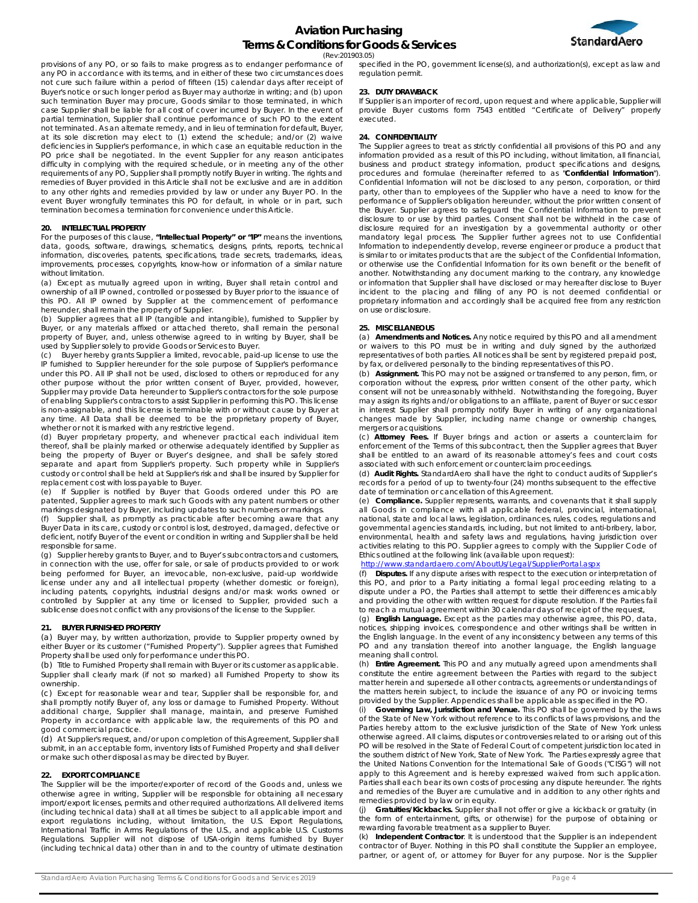provisions of any PO, or so fails to make progress as to endanger performance of any PO in accordance with its terms, and in either of these two circumstances does not cure such failure within a period of fifteen (15) calendar days after receipt of Buyer's notice or such longer period as Buyer may authorize in writing; and (b) upon such termination Buyer may procure, Goods similar to those terminated, in which case Supplier shall be liable for all cost of cover incurred by Buyer. In the event of partial termination, Supplier shall continue performance of such PO to the extent not terminated. As an alternate remedy, and in lieu of termination for default, Buyer, at its sole discretion may elect to (1) extend the schedule; and/or (2) waive deficiencies in Supplier's performance, in which case an equitable reduction in the PO price shall be negotiated. In the event Supplier for any reason anticipates difficulty in complying with the required schedule, or in meeting any of the other requirements of any PO, Supplier shall promptly notify Buyer in writing. The rights and remedies of Buyer provided in this Article shall not be exclusive and are in addition to any other rights and remedies provided by law or under any Buyer PO. In the event Buyer wrongfully terminates this PO for default, in whole or in part, such termination becomes a termination for convenience under this Article.

## 20. INTELLECTUAL PROPERTY

For the purposes of this clause, **"Intellectual Property" or "IP"** means the inventions, data, goods, software, drawings, schematics, designs, prints, reports, technical information, discoveries, patents, specifications, trade secrets, trademarks, ideas, improvements, processes, copyrights, know-how or information of a similar nature without limitation.

(a) Except as mutually agreed upon in writing, Buyer shall retain control and ownership of all IP owned, controlled or possessed by Buyer prior to the issuance of this PO. All IP owned by Supplier at the commencement of performance hereunder, shall remain the property of Supplier.

(b) Supplier agrees that all IP (tangible and intangible), furnished to Supplier by Buyer, or any materials affixed or attached thereto, shall remain the personal property of Buyer, and, unless otherwise agreed to in writing by Buyer, shall be used by Supplier solely to provide Goods or Services to Buyer.

(c) Buyer hereby grants Supplier a limited, revocable, paid-up license to use the IP furnished to Supplier hereunder for the sole purpose of Supplier's performance under this PO. All IP shall not be used, disclosed to others or reproduced for any other purpose without the prior written consent of Buyer, provided, however, Supplier may provide Data hereunder to Supplier's contractors for the sole purpose of enabling Supplier's contractors to assist Supplier in performing this PO. This license is non-assignable, and this license is terminable with or without cause by Buyer at any time. All Data shall be deemed to be the proprietary property of Buyer, whether or not it is marked with any restrictive legend.

(d) Buyer proprietary property, and whenever practical each individual item thereof, shall be plainly marked or otherwise adequately identified by Supplier as being the property of Buyer or Buyer's designee, and shall be safely stored separate and apart from Supplier's property. Such property while in Supplier's custody or control shall be held at Supplier's risk and shall be insured by Supplier for replacement cost with loss payable to Buyer.

(e) If Supplier is notified by Buyer that Goods ordered under this PO are patented, Supplier agrees to mark such Goods with any patent numbers or other markings designated by Buyer, including updates to such numbers or markings.

(f) Supplier shall, as promptly as practicable after becoming aware that any Buyer Data in its care, custody or control is lost, destroyed, damaged, defective or deficient, notify Buyer of the event or condition in writing and Supplier shall be held responsible for same.

(g) Supplier hereby grants to Buyer, and to Buyer's subcontractors and customers, in connection with the use, offer for sale, or sale of products provided to or work being performed for Buyer, an irrevocable, non-exclusive, paid-up worldwide license under any and all intellectual property (whether domestic or foreign), including patents, copyrights, industrial designs and/or mask works owned or controlled by Supplier at any time or licensed to Supplier, provided such a sublicense does not conflict with any provisions of the license to the Supplier.

## 21. BUYER FURNISHED PROPERTY

(a) Buyer may, by written authorization, provide to Supplier property owned by either Buyer or its customer ("Furnished Property"). Supplier agrees that Furnished Property shall be used only for performance under this PO.

(b) Title to Furnished Property shall remain with Buyer or its customer as applicable. Supplier shall clearly mark (if not so marked) all Furnished Property to show its ownership.

(c) Except for reasonable wear and tear, Supplier shall be responsible for, and shall promptly notify Buyer of, any loss or damage to Furnished Property. Without additional charge, Supplier shall manage, maintain, and preserve Furnished Property in accordance with applicable law, the requirements of this PO and good commercial practice.

(d) At Supplier's request, and/or upon completion of this Agreement, Supplier shall submit, in an acceptable form, inventory lists of Furnished Property and shall deliver or make such other disposal as may be directed by Buyer.

## 22. EXPORT COMPLIANCE

The Supplier will be the importer/exporter of record of the Goods and, unless we otherwise agree in writing, Supplier will be responsible for obtaining all necessary import/export licenses, permits and other required authorizations. All delivered items (including technical data) shall at all times be subject to all applicable import and export regulations including, without limitation, the U.S. Export Regulations, International Traffic in Arms Regulations of the U.S., and applicable U.S. Customs Regulations. Supplier will not dispose of USA-origin items furnished by Buyer (including technical data) other than in and to the country of ultimate destination specified in the PO, government license(s), and authorization(s), except as law and regulation permit.

## 23. DUTY DRAWBACK

If Supplier is an importer of record, upon request and where applicable, Supplier will provide Buyer customs form 7543 entitled "Certificate of Delivery" properly executed.

## 24. CONFIDENTIALITY

The Supplier agrees to treat as strictly confidential all provisions of this PO and any information provided as a result of this PO including, without limitation, all financial, business and product strategy information, product specifications and designs, procedures and formulae (hereinafter referred to as "**Confidential Information**"). Confidential Information will not be disclosed to any person, corporation, or third party, other than to employees of the Supplier who have a need to know for the performance of Supplier's obligation hereunder, without the prior written consent of the Buyer. Supplier agrees to safeguard the Confidential Information to prevent disclosure to or use by third parties. Consent shall not be withheld in the case of disclosure required for an investigation by a governmental authority or other mandatory legal process. The Supplier further agrees not to use Confidential Information to independently develop, reverse engineer or produce a product that is similar to or imitates products that are the subject of the Confidential Information, or otherwise use the Confidential Information for its own benefit or the benefit of another. Notwithstanding any document marking to the contrary, any knowledge or information that Supplier shall have disclosed or may hereafter disclose to Buyer incident to the placing and filling of any PO is not deemed confidential or proprietary information and accordingly shall be acquired free from any restriction on use or disclosure.

## 25. MISCELLANEOUS

(a) **Amendments and Notices.** Any notice required by this PO and all amendment or waivers to this PO must be in writing and duly signed by the authorized representatives of both parties. All notices shall be sent by registered prepaid post, by fax, or delivered personally to the binding representatives of this PO.

(b) **Assignment.** This PO may not be assigned or transferred to any person, firm, or corporation without the express, prior written consent of the other party, which consent will not be unreasonably withheld. Notwithstanding the foregoing, Buyer may assign its rights and/or obligations to an affiliate, parent of Buyer or successor in interest Supplier shall promptly notify Buyer in writing of any organizational changes made by Supplier, including name change or ownership changes, mergers or acquisitions.

(c) **Attorney Fees.** If Buyer brings and action or asserts a counterclaim for enforcement of the Terms of this subcontract, then the Supplier agrees that Buyer shall be entitled to an award of its reasonable attorney's fees and court costs associated with such enforcement or counterclaim proceedings.

(d) **Audit Rights.** StandardAero shall have the right to conduct audits of Supplier's records for a period of up to twenty-four (24) months subsequent to the effective date of termination or cancellation of this Agreement.

(e) **Compliance.** Supplier represents, warrants, and covenants that it shall supply all Goods in compliance with all applicable federal, provincial, international, national, state and local laws, legislation, ordinances, rules, codes, regulations and governmental agencies standards, including, but not limited to anti-bribery, labor, environmental, health and safety laws and regulations, having jurisdiction over activities relating to this PO. Supplier agrees to comply with the Supplier Code of Ethics outlined at the following link (available upon request):
http://www.standardaero.com/AboutUs/Legal/SupplierPortal.aspx

(f) **Disputes.** If any dispute arises with respect to the execution or interpretation of this PO, and prior to a Party initiating a formal legal proceeding relating to a dispute under a PO, the Parties shall attempt to settle their differences amicably and providing the other with written request for dispute resolution. If the Parties fail to reach a mutual agreement within 30 calendar days of receipt of the request,

(g) **English Language.** Except as the parties may otherwise agree, this PO, data, notices, shipping invoices, correspondence and other writings shall be written in the English language. In the event of any inconsistency between any terms of this PO and any translation thereof into another language, the English language meaning shall control.

(h) **Entire Agreement.** This PO and any mutually agreed upon amendments shall constitute the entire agreement between the Parties with regard to the subject matter herein and supersede all other contracts, agreements or understandings of the matters herein subject, to include the issuance of any PO or invoicing terms provided by the Supplier. Appendices shall be applicable as specified in the PO.

(i) **Governing Law, Jurisdiction and Venue.** This PO shall be governed by the laws of the State of New York without reference to its conflicts of laws provisions, and the Parties hereby attorn to the exclusive jurisdiction of the State of New York unless otherwise agreed. All claims, disputes or controversies related to or arising out of this PO will be resolved in the State of Federal Court of competent jurisdiction located in the southern district of New York, State of New York. The Parties expressly agree that the United Nations Convention for the International Sale of Goods ("CISG") will not apply to this Agreement and is hereby expressed waived from such application. Parties shall each bear its own costs of processing any dispute hereunder. The rights and remedies of the Buyer are cumulative and in addition to any other rights and remedies provided by law or in equity.

(j) **Gratuities/Kickbacks.** Supplier shall not offer or give a kickback or gratuity (in the form of entertainment, gifts, or otherwise) for the purpose of obtaining or rewarding favorable treatment as a supplier to Buyer.

(k) **Independent Contractor**. It is understood that the Supplier is an independent contractor of Buyer. Nothing in this PO shall constitute the Supplier an employee, partner, or agent of, or attorney for Buyer for any purpose. Nor is the Supplier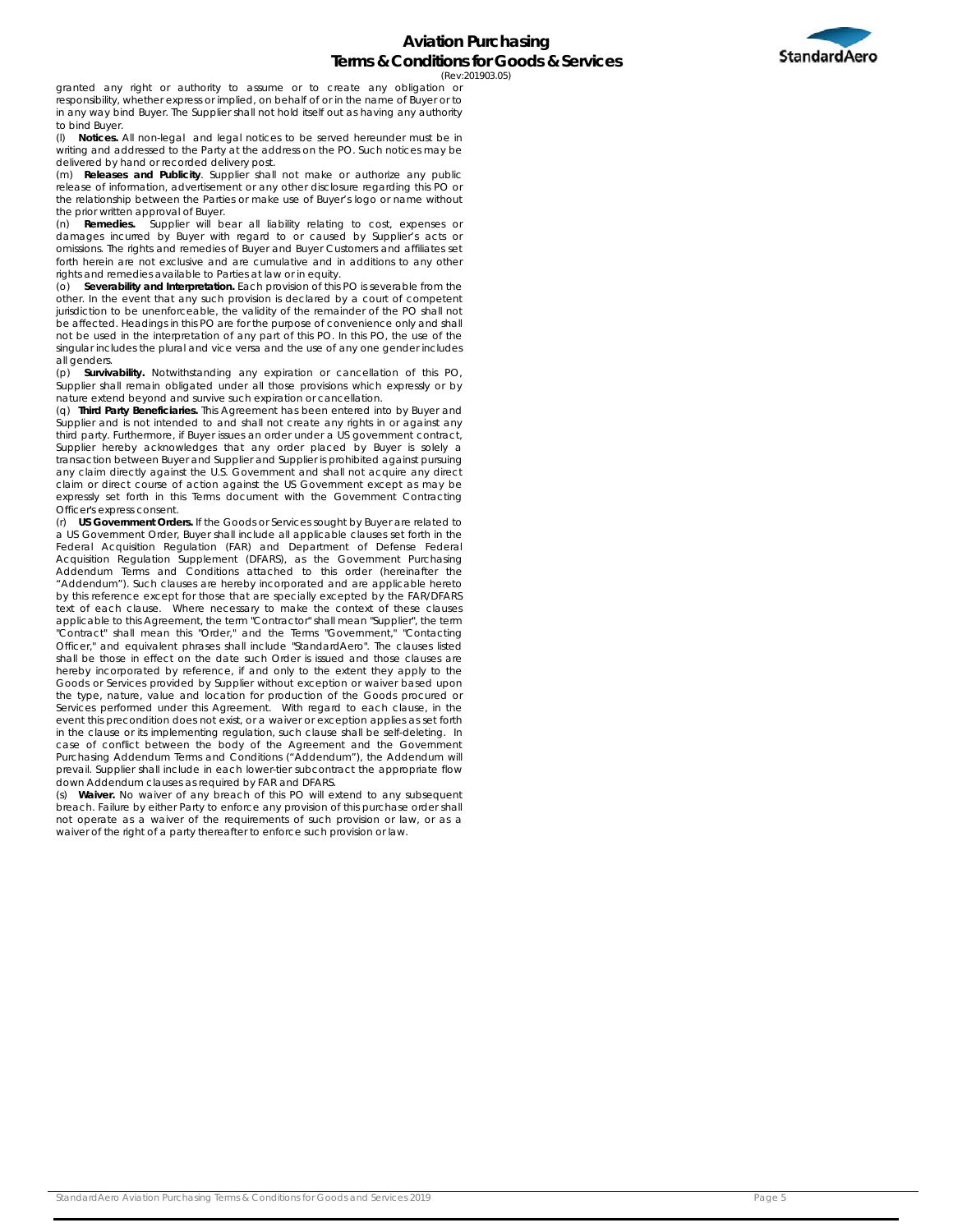granted any right or authority to assume or to create any obligation or responsibility, whether express or implied, on behalf of or in the name of Buyer or to in any way bind Buyer. The Supplier shall not hold itself out as having any authority to bind Buyer.

(l) **Notices.** All non-legal and legal notices to be served hereunder must be in writing and addressed to the Party at the address on the PO. Such notices may be delivered by hand or recorded delivery post.

(m) **Releases and Publicity**. Supplier shall not make or authorize any public release of information, advertisement or any other disclosure regarding this PO or the relationship between the Parties or make use of Buyer's logo or name without the prior written approval of Buyer.

(n) **Remedies.** Supplier will bear all liability relating to cost, expenses or damages incurred by Buyer with regard to or caused by Supplier's acts or omissions. The rights and remedies of Buyer and Buyer Customers and affiliates set forth herein are not exclusive and are cumulative and in additions to any other rights and remedies available to Parties at law or in equity.

(o) **Severability and Interpretation.** Each provision of this PO is severable from the other. In the event that any such provision is declared by a court of competent jurisdiction to be unenforceable, the validity of the remainder of the PO shall not be affected. Headings in this PO are for the purpose of convenience only and shall not be used in the interpretation of any part of this PO. In this PO, the use of the singular includes the plural and vice versa and the use of any one gender includes all genders.

(p) **Survivability.** Notwithstanding any expiration or cancellation of this PO, Supplier shall remain obligated under all those provisions which expressly or by nature extend beyond and survive such expiration or cancellation.

(q) **Third Party Beneficiaries.** This Agreement has been entered into by Buyer and Supplier and is not intended to and shall not create any rights in or against any third party. Furthermore, if Buyer issues an order under a US government contract, Supplier hereby acknowledges that any order placed by Buyer is solely a transaction between Buyer and Supplier and Supplier is prohibited against pursuing any claim directly against the U.S. Government and shall not acquire any direct claim or direct course of action against the US Government except as may be expressly set forth in this Terms document with the Government Contracting Officer's express consent.

(r) **US Government Orders.** If the Goods or Services sought by Buyer are related to a US Government Order, Buyer shall include all applicable clauses set forth in the Federal Acquisition Regulation (FAR) and Department of Defense Federal Acquisition Regulation Supplement (DFARS), as the Government Purchasing Addendum Terms and Conditions attached to this order (hereinafter the "Addendum"). Such clauses are hereby incorporated and are applicable hereto by this reference except for those that are specially excepted by the FAR/DFARS text of each clause. Where necessary to make the context of these clauses applicable to this Agreement, the term "Contractor" shall mean "Supplier", the term "Contract" shall mean this "Order," and the Terms "Government," "Contacting Officer," and equivalent phrases shall include "StandardAero". The clauses listed shall be those in effect on the date such Order is issued and those clauses are hereby incorporated by reference, if and only to the extent they apply to the Goods or Services provided by Supplier without exception or waiver based upon the type, nature, value and location for production of the Goods procured or Services performed under this Agreement. With regard to each clause, in the event this precondition does not exist, or a waiver or exception applies as set forth in the clause or its implementing regulation, such clause shall be self-deleting. In case of conflict between the body of the Agreement and the Government Purchasing Addendum Terms and Conditions ("Addendum"), the Addendum will prevail. Supplier shall include in each lower-tier subcontract the appropriate flow down Addendum clauses as required by FAR and DFARS.

(s) **Waiver.** No waiver of any breach of this PO will extend to any subsequent breach. Failure by either Party to enforce any provision of this purchase order shall not operate as a waiver of the requirements of such provision or law, or as a waiver of the right of a party thereafter to enforce such provision or law.